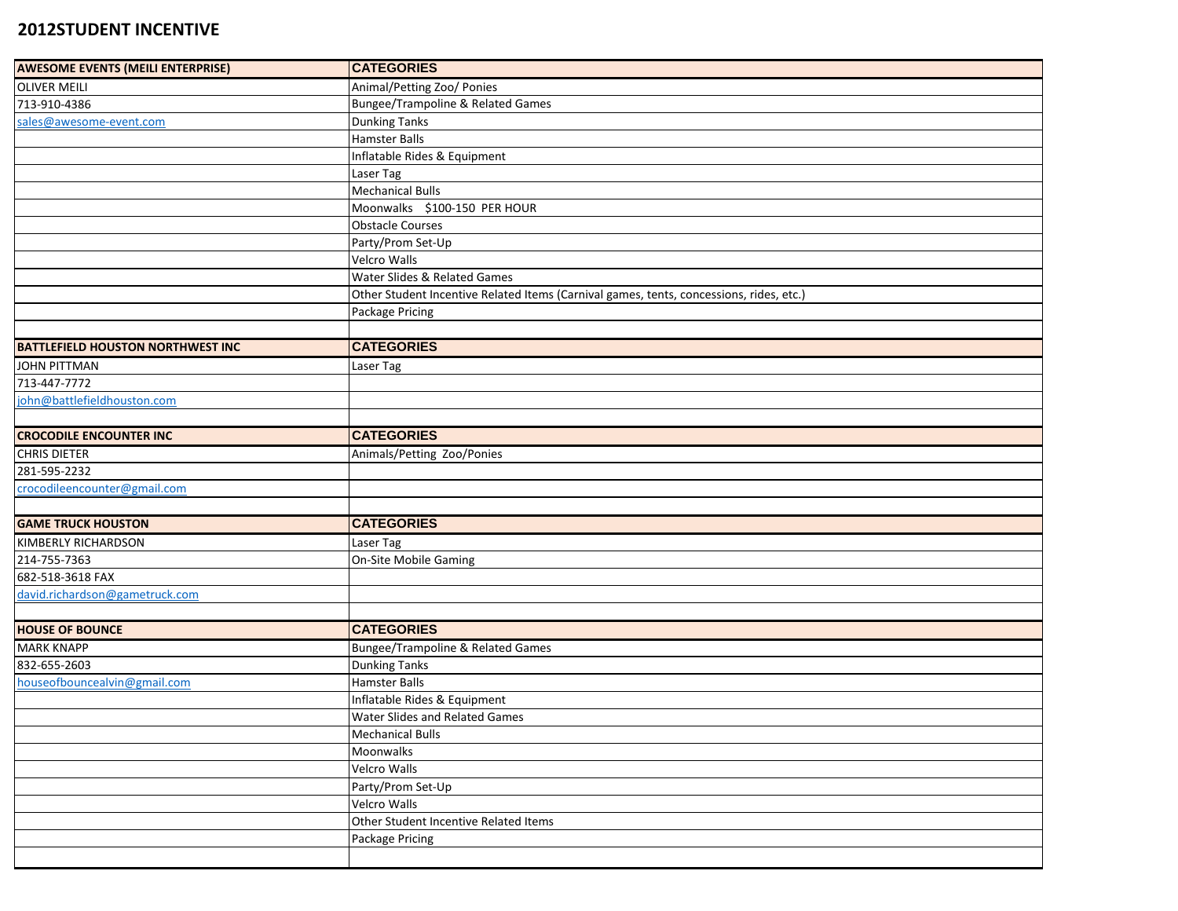# 2012STUDENT INCENTIVE

| AWESOME EVENTS (MEILI ENTERPRISE) | CATEGORIES |
|---|---|
| OLIVER MEILI | Animal/Petting Zoo/ Ponies |
| 713-910-4386 | Bungee/Trampoline & Related Games |
| sales@awesome-event.com | Dunking Tanks |
| | Hamster Balls |
| | Inflatable Rides & Equipment |
| | Laser Tag |
| | Mechanical Bulls |
| | Moonwalks   $100-150  PER HOUR |
| | Obstacle Courses |
| | Party/Prom Set-Up |
| | Velcro Walls |
| | Water Slides & Related Games |
| | Other Student Incentive Related Items (Carnival games, tents, concessions, rides, etc.) |
| | Package Pricing |
| | |
| **BATTLEFIELD HOUSTON NORTHWEST INC** | **CATEGORIES** |
| JOHN PITTMAN | Laser Tag |
| 713-447-7772 | |
| john@battlefieldhouston.com | |
| | |
| **CROCODILE ENCOUNTER INC** | **CATEGORIES** |
| CHRIS DIETER | Animals/Petting Zoo/Ponies |
| 281-595-2232 | |
| crocodileencounter@gmail.com | |
| | |
| **GAME TRUCK HOUSTON** | **CATEGORIES** |
| KIMBERLY RICHARDSON | Laser Tag |
| 214-755-7363 | On-Site Mobile Gaming |
| 682-518-3618 FAX | |
| david.richardson@gametruck.com | |
| | |
| **HOUSE OF BOUNCE** | **CATEGORIES** |
| MARK KNAPP | Bungee/Trampoline & Related Games |
| 832-655-2603 | Dunking Tanks |
| houseofbouncealvin@gmail.com | Hamster Balls |
| | Inflatable Rides & Equipment |
| | Water Slides and Related Games |
| | Mechanical Bulls |
| | Moonwalks |
| | Velcro Walls |
| | Party/Prom Set-Up |
| | Velcro Walls |
| | Other Student Incentive Related Items |
| | Package Pricing |
| | |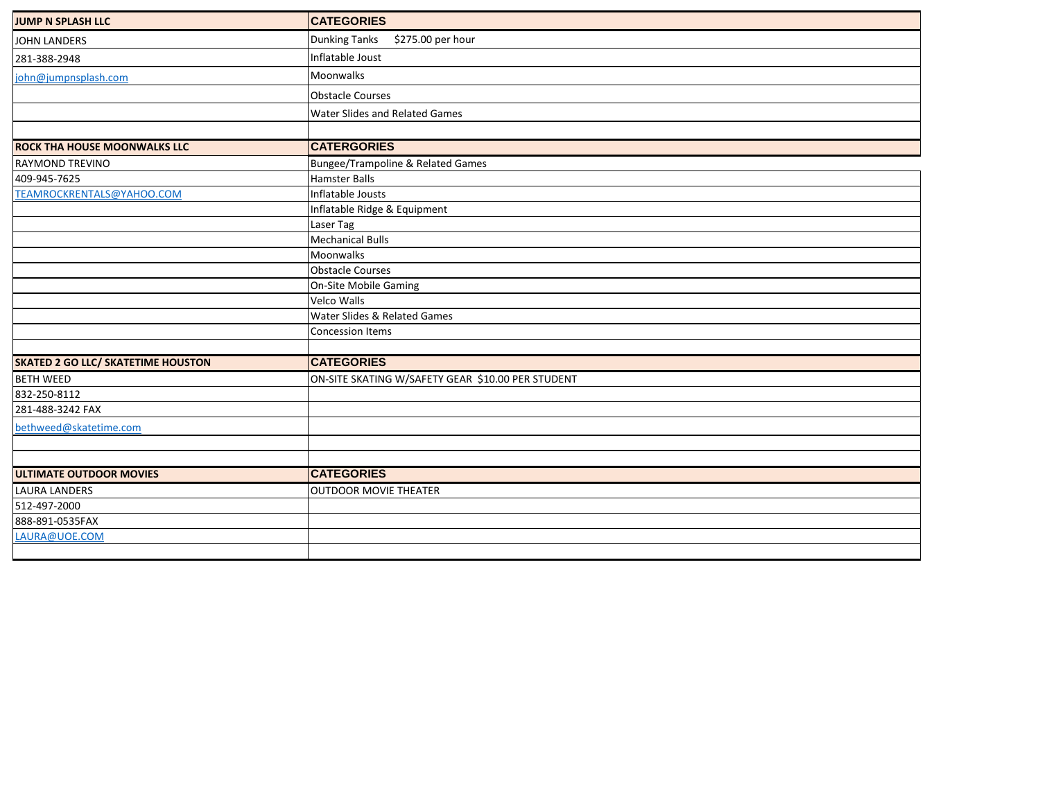| JUMP N SPLASH LLC | CATEGORIES |
|---|---|
| JOHN LANDERS | Dunking Tanks     $275.00 per hour |
| 281-388-2948 | Inflatable Joust |
| john@jumpnsplash.com | Moonwalks |
| | Obstacle Courses |
| | Water Slides and Related Games |
| | |
| **ROCK THA HOUSE MOONWALKS LLC** | **CATERGORIES** |
| RAYMOND TREVINO | Bungee/Trampoline & Related Games |
| 409-945-7625 | Hamster Balls |
| TEAMROCKRENTALS@YAHOO.COM | Inflatable Jousts |
| | Inflatable Ridge & Equipment |
| | Laser Tag |
| | Mechanical Bulls |
| | Moonwalks |
| | Obstacle Courses |
| | On-Site Mobile Gaming |
| | Velco Walls |
| | Water Slides & Related Games |
| | Concession Items |
| | |
| **SKATED 2 GO LLC/ SKATETIME HOUSTON** | **CATEGORIES** |
| BETH WEED | ON-SITE SKATING W/SAFETY GEAR  $10.00 PER STUDENT |
| 832-250-8112 | |
| 281-488-3242 FAX | |
| bethweed@skatetime.com | |
| | |
| | |
| **ULTIMATE OUTDOOR MOVIES** | **CATEGORIES** |
| LAURA LANDERS | OUTDOOR MOVIE THEATER |
| 512-497-2000 | |
| 888-891-0535FAX | |
| LAURA@UOE.COM | |
| | |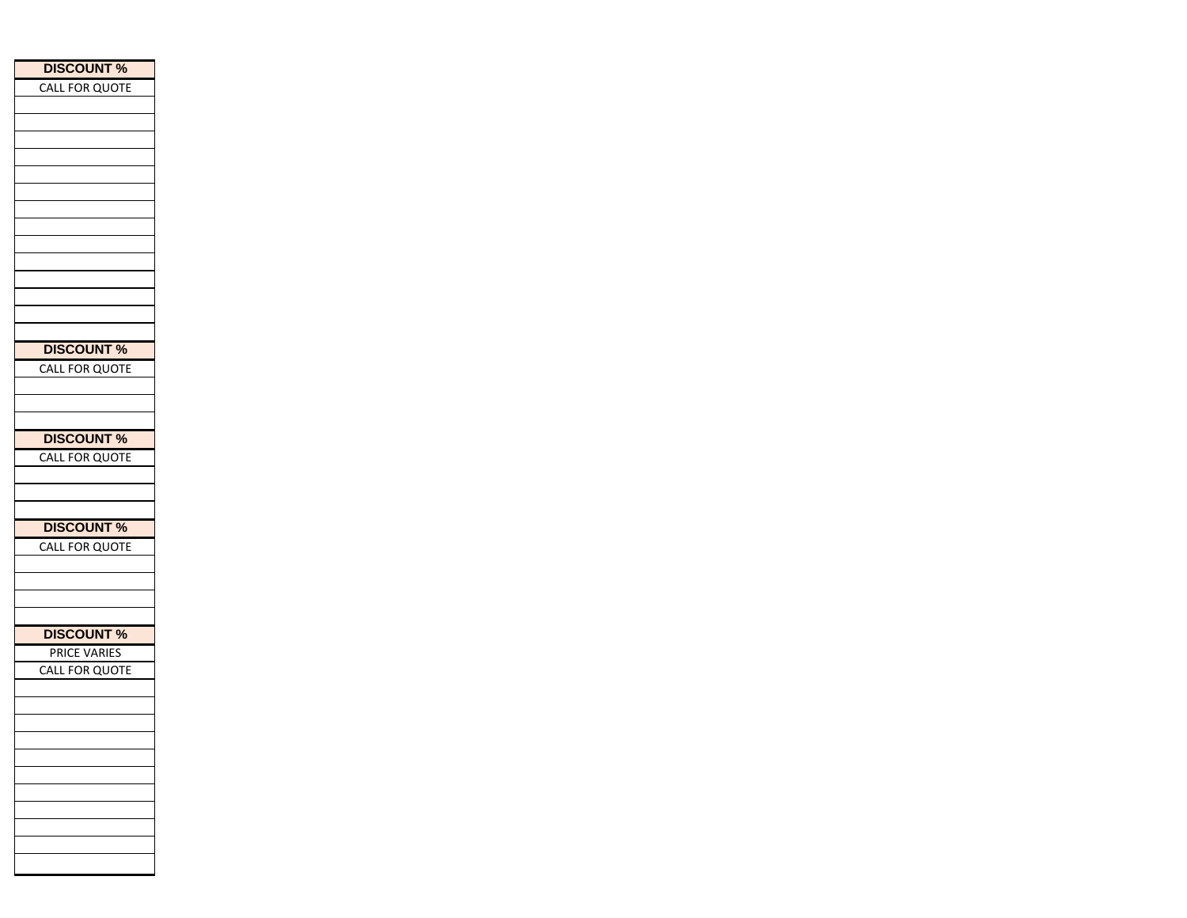| DISCOUNT % |
| --- |
| CALL FOR QUOTE |
| |
| |
| |
| |
| |
| |
| |
| |
| |
| |
| |
| |
| |
| |

| DISCOUNT % |
| --- |
| CALL FOR QUOTE |
| |
| |
| |

| DISCOUNT % |
| --- |
| CALL FOR QUOTE |
| |
| |
| |

| DISCOUNT % |
| --- |
| CALL FOR QUOTE |
| |
| |
| |
| |

| DISCOUNT % |
| --- |
| PRICE VARIES |
| CALL FOR QUOTE |
| |
| |
| |
| |
| |
| |
| |
| |
| |
| |
| |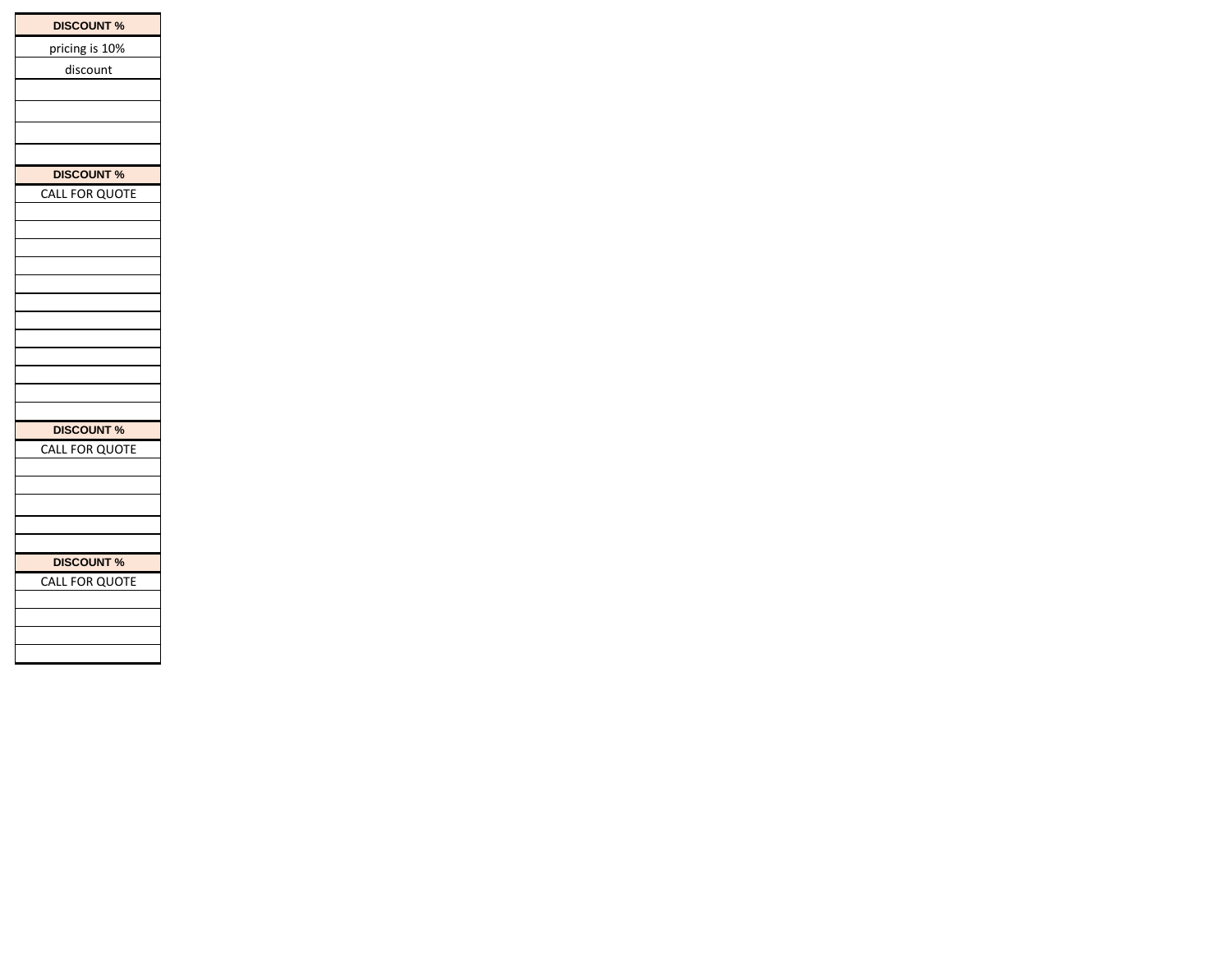| DISCOUNT % |
| --- |
| pricing is 10% |
| discount |
| |
| |
| |
| |

| DISCOUNT % |
| --- |
| CALL FOR QUOTE |
| |
| |
| |
| |
| |
| |
| |
| |
| |
| |
| |
| |

| DISCOUNT % |
| --- |
| CALL FOR QUOTE |
| |
| |
| |
| |
| |

| DISCOUNT % |
| --- |
| CALL FOR QUOTE |
| |
| |
| |
| |